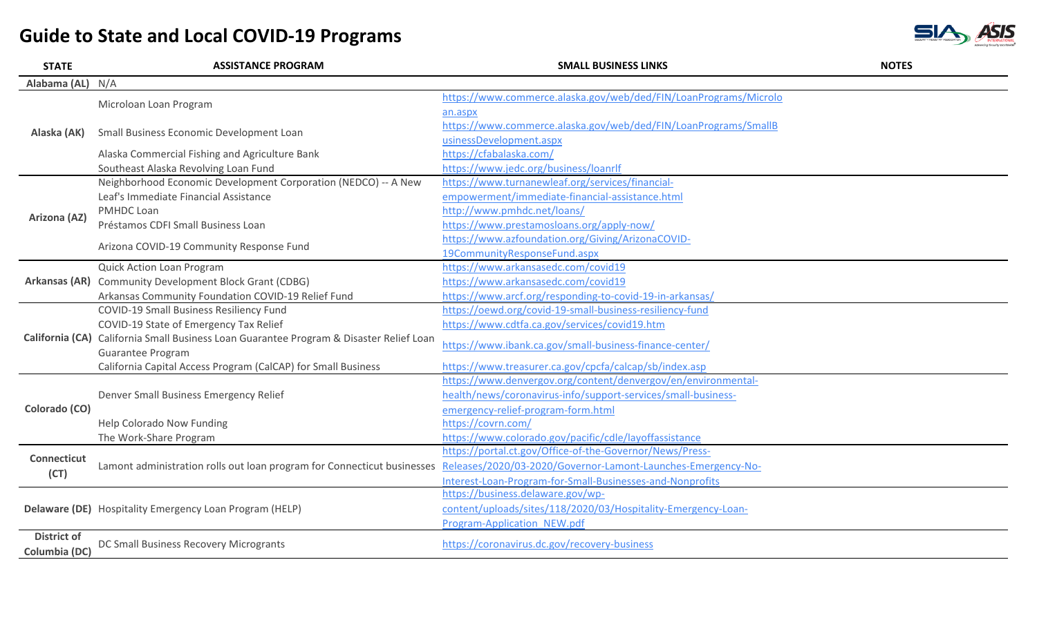# Guide to State and Local COVID-19 Programs

| STATE | ASSISTANCE PROGRAM | SMALL BUSINESS LINKS | NOTES |
|---|---|---|---|
| Alabama (AL) | N/A | | |
| Alaska (AK) | Microloan Loan Program | https://www.commerce.alaska.gov/web/ded/FIN/LoanPrograms/Microloan.aspx | |
| | Small Business Economic Development Loan | https://www.commerce.alaska.gov/web/ded/FIN/LoanPrograms/SmallBusinessDevelopment.aspx | |
| | Alaska Commercial Fishing and Agriculture Bank | https://cfabalaska.com/ | |
| | Southeast Alaska Revolving Loan Fund | https://www.jedc.org/business/loanrlf | |
| Arizona (AZ) | Neighborhood Economic Development Corporation (NEDCO) -- A New Leaf's Immediate Financial Assistance | https://www.turnanewleaf.org/services/financial-empowerment/immediate-financial-assistance.html | |
| | PMHDC Loan | http://www.pmhdc.net/loans/ | |
| | Préstamos CDFI Small Business Loan | https://www.prestamosloans.org/apply-now/ | |
| | Arizona COVID-19 Community Response Fund | https://www.azfoundation.org/Giving/ArizonaCOVID-19CommunityResponseFund.aspx | |
| Arkansas (AR) | Quick Action Loan Program | https://www.arkansasedc.com/covid19 | |
| | Community Development Block Grant (CDBG) | https://www.arkansasedc.com/covid19 | |
| | Arkansas Community Foundation COVID-19 Relief Fund | https://www.arcf.org/responding-to-covid-19-in-arkansas/ | |
| California (CA) | COVID-19 Small Business Resiliency Fund | https://oewd.org/covid-19-small-business-resiliency-fund | |
| | COVID-19 State of Emergency Tax Relief | https://www.cdtfa.ca.gov/services/covid19.htm | |
| | California Small Business Loan Guarantee Program & Disaster Relief Loan Guarantee Program | https://www.ibank.ca.gov/small-business-finance-center/ | |
| | California Capital Access Program (CalCAP) for Small Business | https://www.treasurer.ca.gov/cpcfa/calcap/sb/index.asp | |
| Colorado (CO) | Denver Small Business Emergency Relief | https://www.denvergov.org/content/denvergov/en/environmental-health/news/coronavirus-info/support-services/small-business-emergency-relief-program-form.html | |
| | Help Colorado Now Funding | https://covrn.com/ | |
| | The Work-Share Program | https://www.colorado.gov/pacific/cdle/layoffassistance | |
| Connecticut (CT) | Lamont administration rolls out loan program for Connecticut businesses | https://portal.ct.gov/Office-of-the-Governor/News/Press-Releases/2020/03-2020/Governor-Lamont-Launches-Emergency-No-Interest-Loan-Program-for-Small-Businesses-and-Nonprofits | |
| Delaware (DE) | Hospitality Emergency Loan Program (HELP) | https://business.delaware.gov/wp-content/uploads/sites/118/2020/03/Hospitality-Emergency-Loan-Program-Application_NEW.pdf | |
| District of Columbia (DC) | DC Small Business Recovery Microgrants | https://coronavirus.dc.gov/recovery-business | |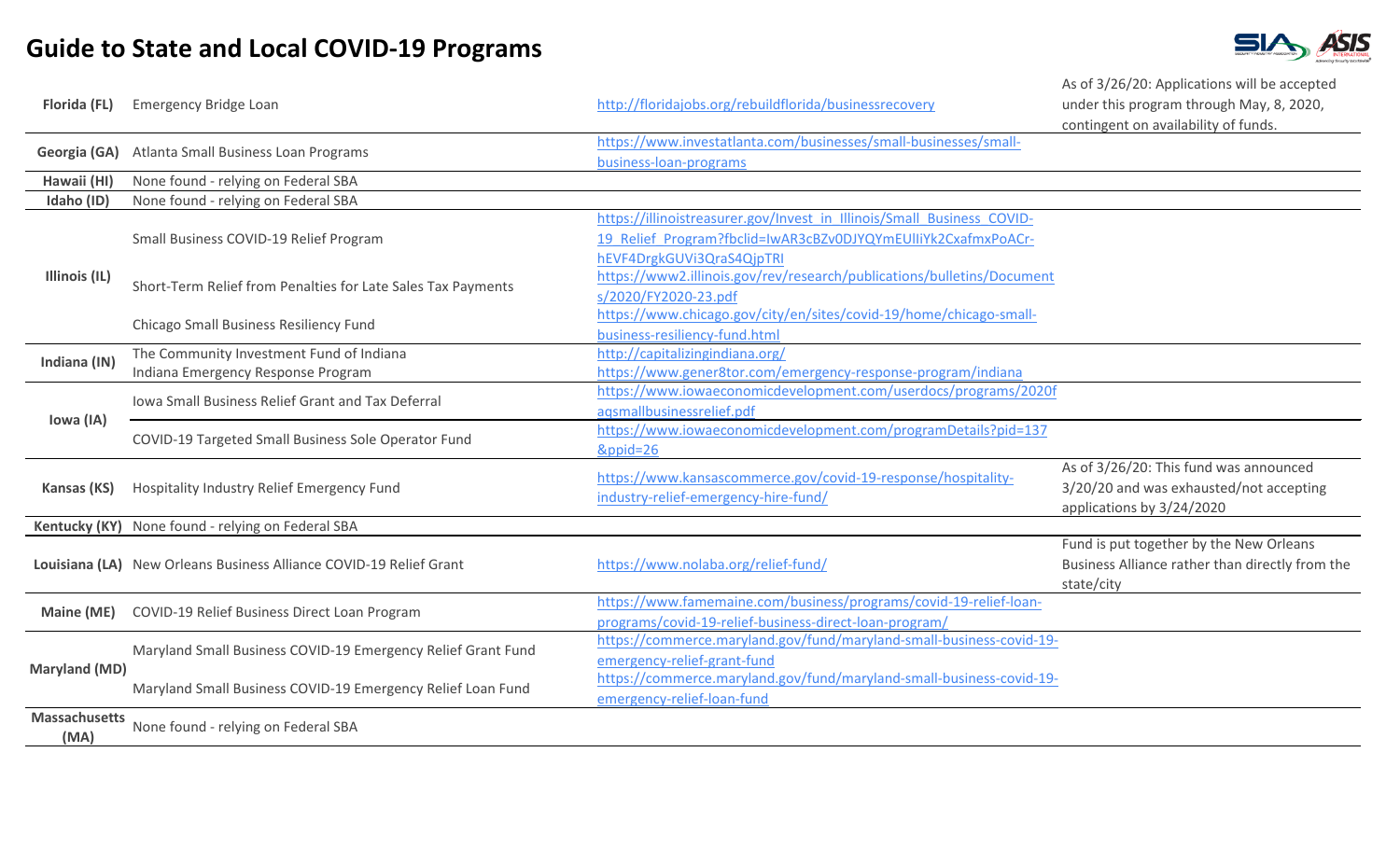# Guide to State and Local COVID-19 Programs

| State | Program | Link | Notes |
|---|---|---|---|
| **Florida (FL)** | Emergency Bridge Loan | http://floridajobs.org/rebuildflorida/businessrecovery | As of 3/26/20: Applications will be accepted under this program through May, 8, 2020, contingent on availability of funds. |
| **Georgia (GA)** | Atlanta Small Business Loan Programs | https://www.investatlanta.com/businesses/small-businesses/small-business-loan-programs | |
| **Hawaii (HI)** | None found - relying on Federal SBA | | |
| **Idaho (ID)** | None found - relying on Federal SBA | | |
| **Illinois (IL)** | Small Business COVID-19 Relief Program | https://illinoistreasurer.gov/Invest_in_Illinois/Small_Business_COVID-19_Relief_Program?fbclid=IwAR3cBZv0DJYQYmEUlliYk2CxafmxPoACr-hEVF4DrgkGUVi3QraS4QjpTRI | |
| | Short-Term Relief from Penalties for Late Sales Tax Payments | https://www2.illinois.gov/rev/research/publications/bulletins/Documents/2020/FY2020-23.pdf | |
| | Chicago Small Business Resiliency Fund | https://www.chicago.gov/city/en/sites/covid-19/home/chicago-small-business-resiliency-fund.html | |
| **Indiana (IN)** | The Community Investment Fund of Indiana | http://capitalizingindiana.org/ | |
| | Indiana Emergency Response Program | https://www.gener8tor.com/emergency-response-program/indiana | |
| **Iowa (IA)** | Iowa Small Business Relief Grant and Tax Deferral | https://www.iowaeconomicdevelopment.com/userdocs/programs/2020faqsmallbusinessrelief.pdf | |
| | COVID-19 Targeted Small Business Sole Operator Fund | https://www.iowaeconomicdevelopment.com/programDetails?pid=137&ppid=26 | |
| **Kansas (KS)** | Hospitality Industry Relief Emergency Fund | https://www.kansascommerce.gov/covid-19-response/hospitality-industry-relief-emergency-hire-fund/ | As of 3/26/20: This fund was announced 3/20/20 and was exhausted/not accepting applications by 3/24/2020 |
| **Kentucky (KY)** | None found - relying on Federal SBA | | |
| **Louisiana (LA)** | New Orleans Business Alliance COVID-19 Relief Grant | https://www.nolaba.org/relief-fund/ | Fund is put together by the New Orleans Business Alliance rather than directly from the state/city |
| **Maine (ME)** | COVID-19 Relief Business Direct Loan Program | https://www.famemaine.com/business/programs/covid-19-relief-loan-programs/covid-19-relief-business-direct-loan-program/ | |
| **Maryland (MD)** | Maryland Small Business COVID-19 Emergency Relief Grant Fund | https://commerce.maryland.gov/fund/maryland-small-business-covid-19-emergency-relief-grant-fund | |
| | Maryland Small Business COVID-19 Emergency Relief Loan Fund | https://commerce.maryland.gov/fund/maryland-small-business-covid-19-emergency-relief-loan-fund | |
| **Massachusetts (MA)** | None found - relying on Federal SBA | | |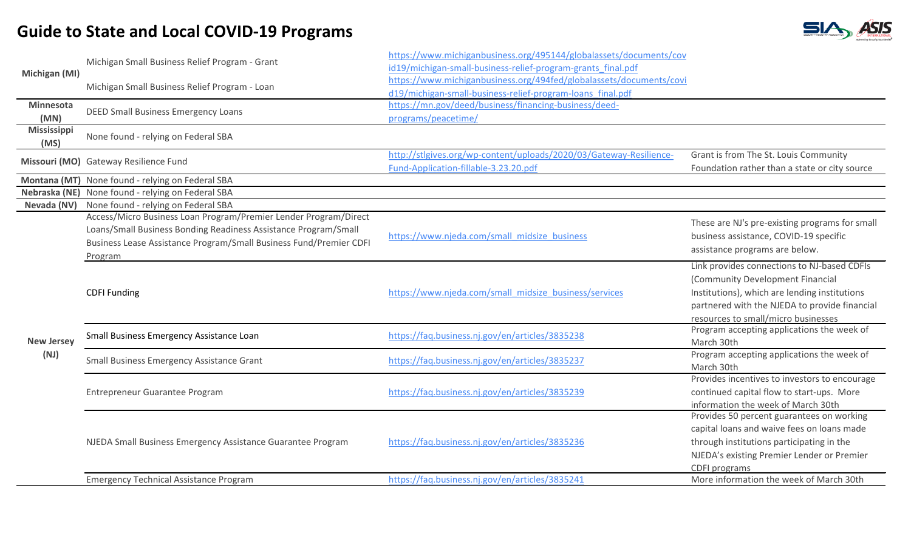# Guide to State and Local COVID-19 Programs

| State | Program | Link | Notes |
| --- | --- | --- | --- |
| Michigan (MI) | Michigan Small Business Relief Program - Grant | https://www.michiganbusiness.org/495144/globalassets/documents/covid19/michigan-small-business-relief-program-grants_final.pdf | |
| | Michigan Small Business Relief Program - Loan | https://www.michiganbusiness.org/494fed/globalassets/documents/covid19/michigan-small-business-relief-program-loans_final.pdf | |
| Minnesota (MN) | DEED Small Business Emergency Loans | https://mn.gov/deed/business/financing-business/deed-programs/peacetime/ | |
| Mississippi (MS) | None found - relying on Federal SBA | | |
| Missouri (MO) | Gateway Resilience Fund | http://stlgives.org/wp-content/uploads/2020/03/Gateway-Resilience-Fund-Application-fillable-3.23.20.pdf | Grant is from The St. Louis Community Foundation rather than a state or city source |
| Montana (MT) | None found - relying on Federal SBA | | |
| Nebraska (NE) | None found - relying on Federal SBA | | |
| Nevada (NV) | None found - relying on Federal SBA | | |
| New Jersey (NJ) | Access/Micro Business Loan Program/Premier Lender Program/Direct Loans/Small Business Bonding Readiness Assistance Program/Small Business Lease Assistance Program/Small Business Fund/Premier CDFI Program | https://www.njeda.com/small_midsize_business | These are NJ's pre-existing programs for small business assistance, COVID-19 specific assistance programs are below. |
| | CDFI Funding | https://www.njeda.com/small_midsize_business/services | Link provides connections to NJ-based CDFIs (Community Development Financial Institutions), which are lending institutions partnered with the NJEDA to provide financial resources to small/micro businesses |
| | Small Business Emergency Assistance Loan | https://faq.business.nj.gov/en/articles/3835238 | Program accepting applications the week of March 30th |
| | Small Business Emergency Assistance Grant | https://faq.business.nj.gov/en/articles/3835237 | Program accepting applications the week of March 30th |
| | Entrepreneur Guarantee Program | https://faq.business.nj.gov/en/articles/3835239 | Provides incentives to investors to encourage continued capital flow to start-ups. More information the week of March 30th |
| | NJEDA Small Business Emergency Assistance Guarantee Program | https://faq.business.nj.gov/en/articles/3835236 | Provides 50 percent guarantees on working capital loans and waive fees on loans made through institutions participating in the NJEDA's existing Premier Lender or Premier CDFI programs |
| | Emergency Technical Assistance Program | https://faq.business.nj.gov/en/articles/3835241 | More information the week of March 30th |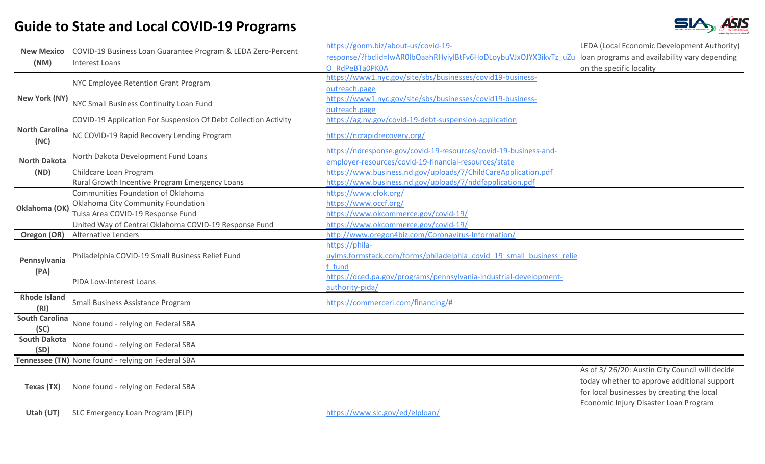# Guide to State and Local COVID-19 Programs

| State | Program | Link | Notes |
|---|---|---|---|
| **New Mexico (NM)** | COVID-19 Business Loan Guarantee Program & LEDA Zero-Percent Interest Loans | https://gonm.biz/about-us/covid-19-response/?fbclid=IwAR0lbQaahRHyiylBtFv6HoDLoybuVJxOJYX3ikvTz_uZuO_RdPeBTa0PK0A | LEDA (Local Economic Development Authority) loan programs and availability vary depending on the specific locality |
| **New York (NY)** | NYC Employee Retention Grant Program | https://www1.nyc.gov/site/sbs/businesses/covid19-business-outreach.page | |
| | NYC Small Business Continuity Loan Fund | https://www1.nyc.gov/site/sbs/businesses/covid19-business-outreach.page | |
| | COVID-19 Application For Suspension Of Debt Collection Activity | https://ag.ny.gov/covid-19-debt-suspension-application | |
| **North Carolina (NC)** | NC COVID-19 Rapid Recovery Lending Program | https://ncrapidrecovery.org/ | |
| **North Dakota (ND)** | North Dakota Development Fund Loans | https://ndresponse.gov/covid-19-resources/covid-19-business-and-employer-resources/covid-19-financial-resources/state | |
| | Childcare Loan Program | https://www.business.nd.gov/uploads/7/ChildCareApplication.pdf | |
| | Rural Growth Incentive Program Emergency Loans | https://www.business.nd.gov/uploads/7/nddfapplication.pdf | |
| **Oklahoma (OK)** | Communities Foundation of Oklahoma | https://www.cfok.org/ | |
| | Oklahoma City Community Foundation | https://www.occf.org/ | |
| | Tulsa Area COVID-19 Response Fund | https://www.okcommerce.gov/covid-19/ | |
| | United Way of Central Oklahoma COVID-19 Response Fund | https://www.okcommerce.gov/covid-19/ | |
| **Oregon (OR)** | Alternative Lenders | http://www.oregon4biz.com/Coronavirus-Information/ | |
| **Pennsylvania (PA)** | Philadelphia COVID-19 Small Business Relief Fund | https://phila-uyims.formstack.com/forms/philadelphia_covid_19_small_business_relief_fund | |
| | PIDA Low-Interest Loans | https://dced.pa.gov/programs/pennsylvania-industrial-development-authority-pida/ | |
| **Rhode Island (RI)** | Small Business Assistance Program | https://commerceri.com/financing/# | |
| **South Carolina (SC)** | None found - relying on Federal SBA | | |
| **South Dakota (SD)** | None found - relying on Federal SBA | | |
| **Tennessee (TN)** | None found - relying on Federal SBA | | |
| **Texas (TX)** | None found - relying on Federal SBA | | As of 3/ 26/20: Austin City Council will decide today whether to approve additional support for local businesses by creating the local Economic Injury Disaster Loan Program |
| **Utah (UT)** | SLC Emergency Loan Program (ELP) | https://www.slc.gov/ed/elploan/ | |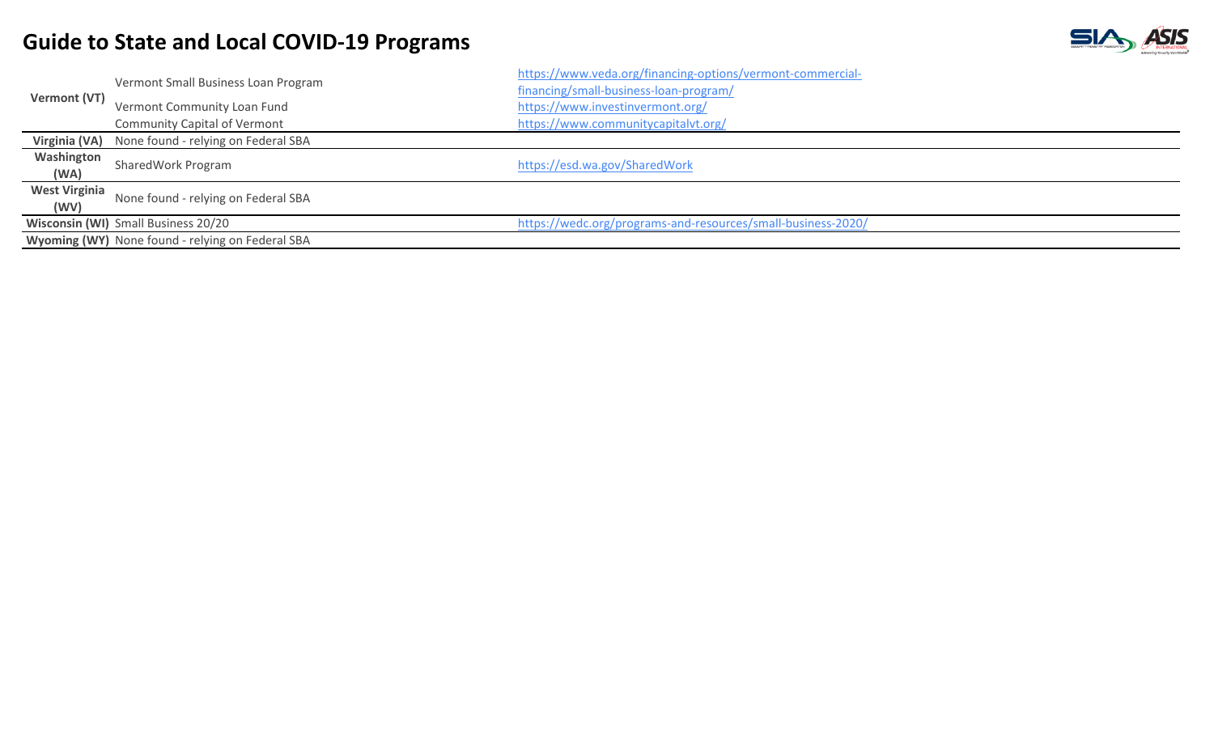# Guide to State and Local COVID-19 Programs

| | | |
|---|---|---|
| **Vermont (VT)** | Vermont Small Business Loan Program | https://www.veda.org/financing-options/vermont-commercial-financing/small-business-loan-program/ |
| | Vermont Community Loan Fund | https://www.investinvermont.org/ |
| | Community Capital of Vermont | https://www.communitycapitalvt.org/ |
| **Virginia (VA)** | None found - relying on Federal SBA | |
| **Washington (WA)** | SharedWork Program | https://esd.wa.gov/SharedWork |
| **West Virginia (WV)** | None found - relying on Federal SBA | |
| **Wisconsin (WI)** | Small Business 20/20 | https://wedc.org/programs-and-resources/small-business-2020/ |
| **Wyoming (WY)** | None found - relying on Federal SBA | |